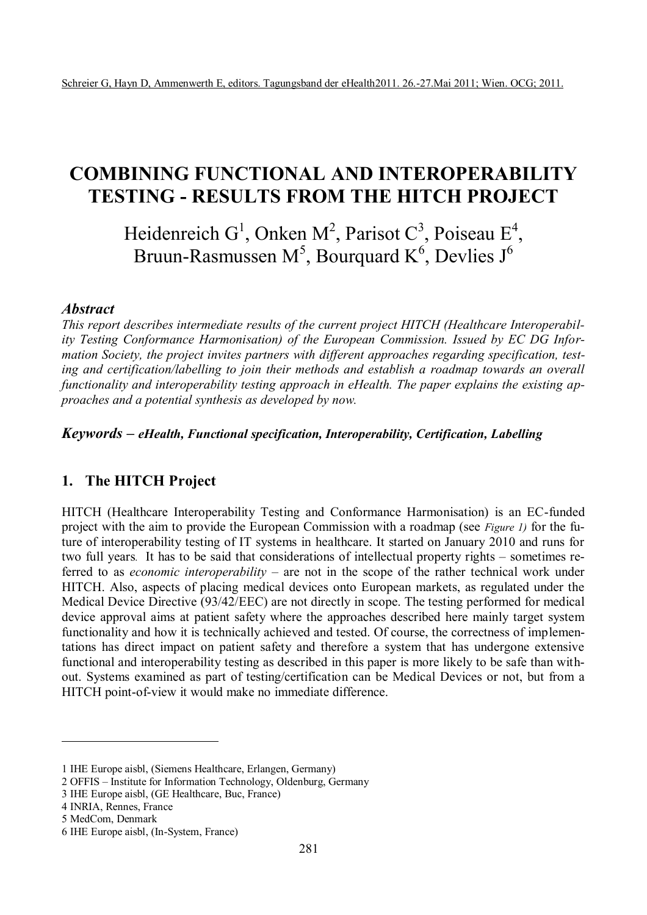Schreier G, Hayn D, Ammenwerth E, editors. Tagungsband der eHealth2011. 26.-27.Mai 2011; Wien. OCG; 2011.

# COMBINING FUNCTIONAL AND INTEROPERABILITY TESTING - RESULTS FROM THE HITCH PROJECT

Heidenreich G[1], Onken M[2], Parisot C[3], Poiseau E[4], Bruun-Rasmussen M[5], Bourquard K[6], Devlies J[6]

### *Abstract*

*This report describes intermediate results of the current project HITCH (Healthcare Interoperability Testing Conformance Harmonisation) of the European Commission. Issued by EC DG Information Society, the project invites partners with different approaches regarding specification, testing and certification/labelling to join their methods and establish a roadmap towards an overall functionality and interoperability testing approach in eHealth. The paper explains the existing approaches and a potential synthesis as developed by now.*

***Keywords – eHealth, Functional specification, Interoperability, Certification, Labelling***

## 1. The HITCH Project

HITCH (Healthcare Interoperability Testing and Conformance Harmonisation) is an EC-funded project with the aim to provide the European Commission with a roadmap (see *Figure 1)* for the future of interoperability testing of IT systems in healthcare. It started on January 2010 and runs for two full years. It has to be said that considerations of intellectual property rights – sometimes referred to as *economic interoperability* – are not in the scope of the rather technical work under HITCH. Also, aspects of placing medical devices onto European markets, as regulated under the Medical Device Directive (93/42/EEC) are not directly in scope. The testing performed for medical device approval aims at patient safety where the approaches described here mainly target system functionality and how it is technically achieved and tested. Of course, the correctness of implementations has direct impact on patient safety and therefore a system that has undergone extensive functional and interoperability testing as described in this paper is more likely to be safe than without. Systems examined as part of testing/certification can be Medical Devices or not, but from a HITCH point-of-view it would make no immediate difference.

---

1 IHE Europe aisbl, (Siemens Healthcare, Erlangen, Germany)
2 OFFIS – Institute for Information Technology, Oldenburg, Germany
3 IHE Europe aisbl, (GE Healthcare, Buc, France)
4 INRIA, Rennes, France
5 MedCom, Denmark
6 IHE Europe aisbl, (In-System, France)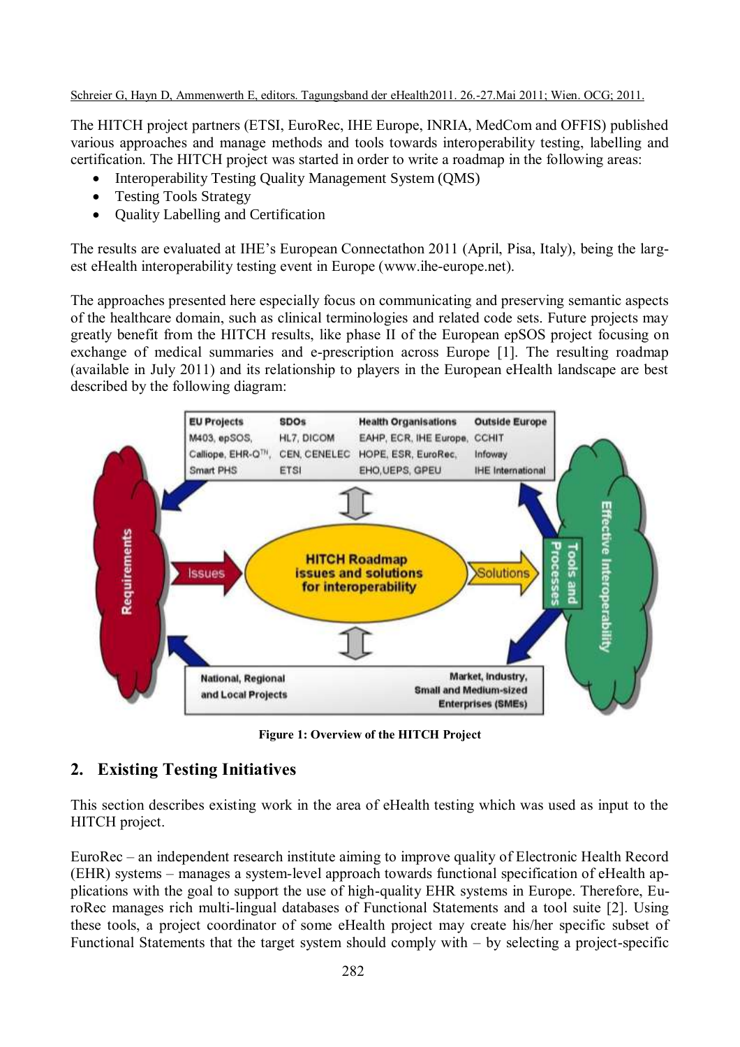Schreier G, Hayn D, Ammenwerth E, editors. Tagungsband der eHealth2011. 26.-27.Mai 2011; Wien. OCG; 2011.

The HITCH project partners (ETSI, EuroRec, IHE Europe, INRIA, MedCom and OFFIS) published various approaches and manage methods and tools towards interoperability testing, labelling and certification. The HITCH project was started in order to write a roadmap in the following areas:

- Interoperability Testing Quality Management System (QMS)
- Testing Tools Strategy
- Quality Labelling and Certification

The results are evaluated at IHE's European Connectathon 2011 (April, Pisa, Italy), being the largest eHealth interoperability testing event in Europe (www.ihe-europe.net).

The approaches presented here especially focus on communicating and preserving semantic aspects of the healthcare domain, such as clinical terminologies and related code sets. Future projects may greatly benefit from the HITCH results, like phase II of the European epSOS project focusing on exchange of medical summaries and e-prescription across Europe [1]. The resulting roadmap (available in July 2011) and its relationship to players in the European eHealth landscape are best described by the following diagram:

**Figure 1: Overview of the HITCH Project**

## 2. Existing Testing Initiatives

This section describes existing work in the area of eHealth testing which was used as input to the HITCH project.

EuroRec – an independent research institute aiming to improve quality of Electronic Health Record (EHR) systems – manages a system-level approach towards functional specification of eHealth applications with the goal to support the use of high-quality EHR systems in Europe. Therefore, EuroRec manages rich multi-lingual databases of Functional Statements and a tool suite [2]. Using these tools, a project coordinator of some eHealth project may create his/her specific subset of Functional Statements that the target system should comply with – by selecting a project-specific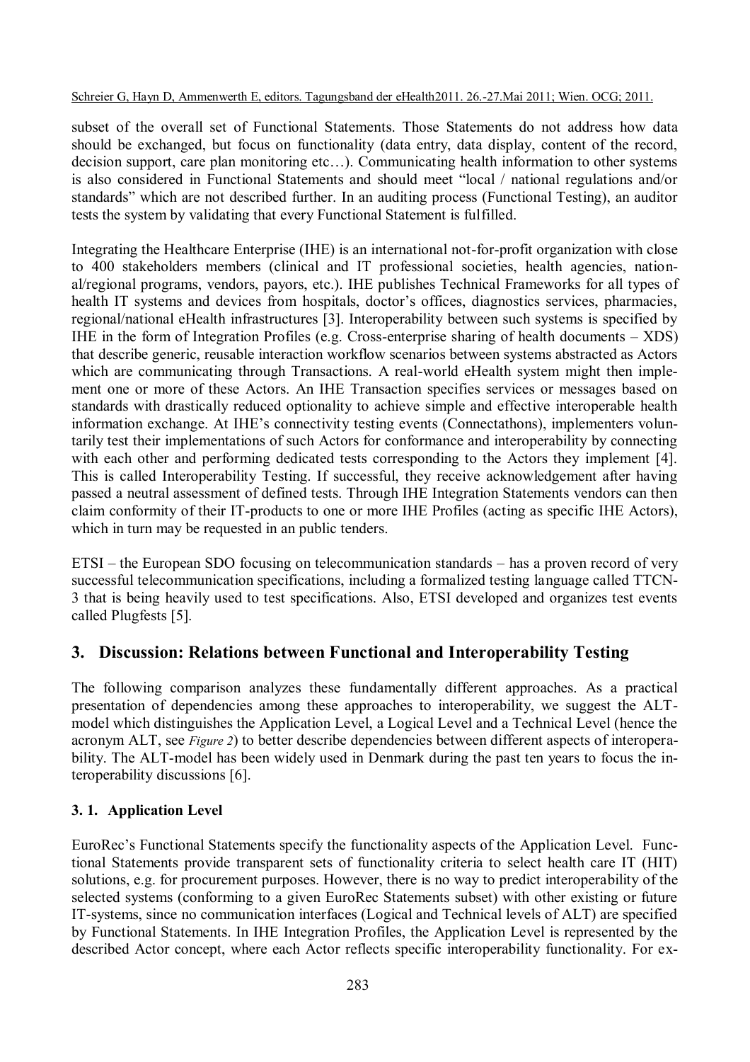subset of the overall set of Functional Statements. Those Statements do not address how data should be exchanged, but focus on functionality (data entry, data display, content of the record, decision support, care plan monitoring etc…). Communicating health information to other systems is also considered in Functional Statements and should meet "local / national regulations and/or standards" which are not described further. In an auditing process (Functional Testing), an auditor tests the system by validating that every Functional Statement is fulfilled.

Integrating the Healthcare Enterprise (IHE) is an international not-for-profit organization with close to 400 stakeholders members (clinical and IT professional societies, health agencies, national/regional programs, vendors, payors, etc.). IHE publishes Technical Frameworks for all types of health IT systems and devices from hospitals, doctor's offices, diagnostics services, pharmacies, regional/national eHealth infrastructures [3]. Interoperability between such systems is specified by IHE in the form of Integration Profiles (e.g. Cross-enterprise sharing of health documents – XDS) that describe generic, reusable interaction workflow scenarios between systems abstracted as Actors which are communicating through Transactions. A real-world eHealth system might then implement one or more of these Actors. An IHE Transaction specifies services or messages based on standards with drastically reduced optionality to achieve simple and effective interoperable health information exchange. At IHE's connectivity testing events (Connectathons), implementers voluntarily test their implementations of such Actors for conformance and interoperability by connecting with each other and performing dedicated tests corresponding to the Actors they implement [4]. This is called Interoperability Testing. If successful, they receive acknowledgement after having passed a neutral assessment of defined tests. Through IHE Integration Statements vendors can then claim conformity of their IT-products to one or more IHE Profiles (acting as specific IHE Actors), which in turn may be requested in an public tenders.

ETSI – the European SDO focusing on telecommunication standards – has a proven record of very successful telecommunication specifications, including a formalized testing language called TTCN-3 that is being heavily used to test specifications. Also, ETSI developed and organizes test events called Plugfests [5].

## 3. Discussion: Relations between Functional and Interoperability Testing

The following comparison analyzes these fundamentally different approaches. As a practical presentation of dependencies among these approaches to interoperability, we suggest the ALT-model which distinguishes the Application Level, a Logical Level and a Technical Level (hence the acronym ALT, see *Figure 2*) to better describe dependencies between different aspects of interoperability. The ALT-model has been widely used in Denmark during the past ten years to focus the interoperability discussions [6].

### 3. 1. Application Level

EuroRec's Functional Statements specify the functionality aspects of the Application Level. Functional Statements provide transparent sets of functionality criteria to select health care IT (HIT) solutions, e.g. for procurement purposes. However, there is no way to predict interoperability of the selected systems (conforming to a given EuroRec Statements subset) with other existing or future IT-systems, since no communication interfaces (Logical and Technical levels of ALT) are specified by Functional Statements. In IHE Integration Profiles, the Application Level is represented by the described Actor concept, where each Actor reflects specific interoperability functionality. For ex-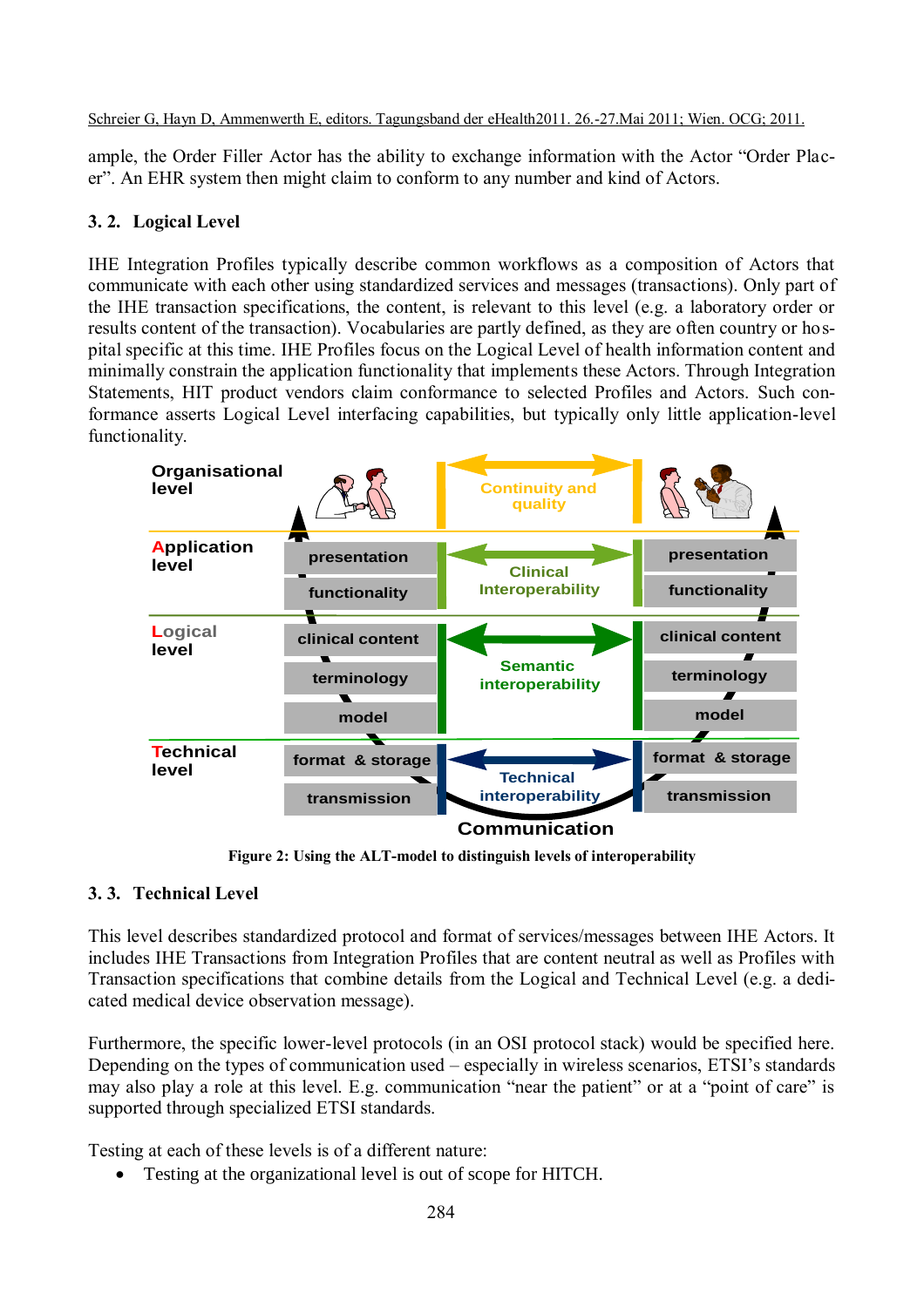ample, the Order Filler Actor has the ability to exchange information with the Actor "Order Placer". An EHR system then might claim to conform to any number and kind of Actors.

### 3. 2. Logical Level

IHE Integration Profiles typically describe common workflows as a composition of Actors that communicate with each other using standardized services and messages (transactions). Only part of the IHE transaction specifications, the content, is relevant to this level (e.g. a laboratory order or results content of the transaction). Vocabularies are partly defined, as they are often country or hospital specific at this time. IHE Profiles focus on the Logical Level of health information content and minimally constrain the application functionality that implements these Actors. Through Integration Statements, HIT product vendors claim conformance to selected Profiles and Actors. Such conformance asserts Logical Level interfacing capabilities, but typically only little application-level functionality.

**Figure 2: Using the ALT-model to distinguish levels of interoperability**

### 3. 3. Technical Level

This level describes standardized protocol and format of services/messages between IHE Actors. It includes IHE Transactions from Integration Profiles that are content neutral as well as Profiles with Transaction specifications that combine details from the Logical and Technical Level (e.g. a dedicated medical device observation message).

Furthermore, the specific lower-level protocols (in an OSI protocol stack) would be specified here. Depending on the types of communication used – especially in wireless scenarios, ETSI's standards may also play a role at this level. E.g. communication "near the patient" or at a "point of care" is supported through specialized ETSI standards.

Testing at each of these levels is of a different nature:

- Testing at the organizational level is out of scope for HITCH.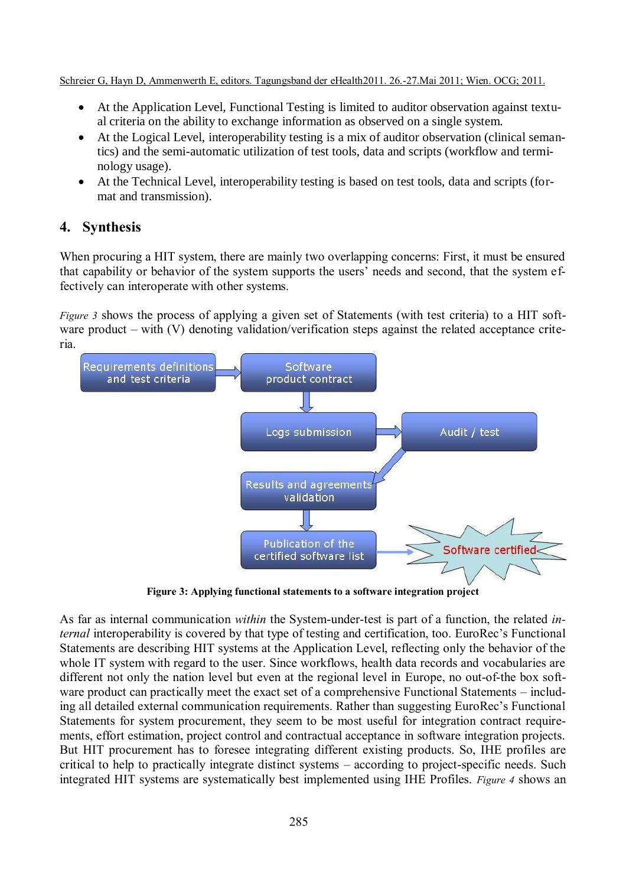- At the Application Level, Functional Testing is limited to auditor observation against textual criteria on the ability to exchange information as observed on a single system.
- At the Logical Level, interoperability testing is a mix of auditor observation (clinical semantics) and the semi-automatic utilization of test tools, data and scripts (workflow and terminology usage).
- At the Technical Level, interoperability testing is based on test tools, data and scripts (format and transmission).

## 4. Synthesis

When procuring a HIT system, there are mainly two overlapping concerns: First, it must be ensured that capability or behavior of the system supports the users' needs and second, that the system effectively can interoperate with other systems.

*Figure 3* shows the process of applying a given set of Statements (with test criteria) to a HIT software product – with (V) denoting validation/verification steps against the related acceptance criteria.

Requirements definitions and test criteria → Software product contract → Logs submission → Audit / test → Results and agreements validation → Publication of the certified software list → Software certified

**Figure 3: Applying functional statements to a software integration project**

As far as internal communication *within* the System-under-test is part of a function, the related *internal* interoperability is covered by that type of testing and certification, too. EuroRec's Functional Statements are describing HIT systems at the Application Level, reflecting only the behavior of the whole IT system with regard to the user. Since workflows, health data records and vocabularies are different not only the nation level but even at the regional level in Europe, no out-of-the box software product can practically meet the exact set of a comprehensive Functional Statements – including all detailed external communication requirements. Rather than suggesting EuroRec's Functional Statements for system procurement, they seem to be most useful for integration contract requirements, effort estimation, project control and contractual acceptance in software integration projects. But HIT procurement has to foresee integrating different existing products. So, IHE profiles are critical to help to practically integrate distinct systems – according to project-specific needs. Such integrated HIT systems are systematically best implemented using IHE Profiles. *Figure 4* shows an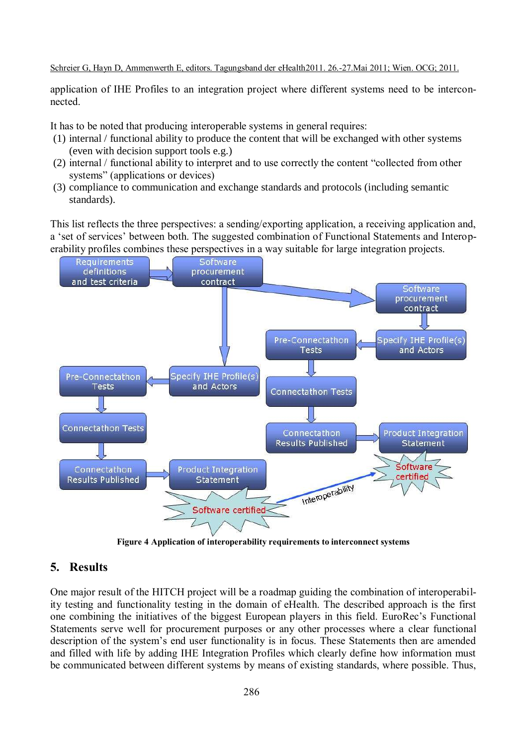application of IHE Profiles to an integration project where different systems need to be interconnected.

It has to be noted that producing interoperable systems in general requires:

(1) internal / functional ability to produce the content that will be exchanged with other systems (even with decision support tools e.g.)
(2) internal / functional ability to interpret and to use correctly the content "collected from other systems" (applications or devices)
(3) compliance to communication and exchange standards and protocols (including semantic standards).

This list reflects the three perspectives: a sending/exporting application, a receiving application and, a 'set of services' between both. The suggested combination of Functional Statements and Interoperability profiles combines these perspectives in a way suitable for large integration projects.

**Figure 4 Application of interoperability requirements to interconnect systems**

## 5. Results

One major result of the HITCH project will be a roadmap guiding the combination of interoperability testing and functionality testing in the domain of eHealth. The described approach is the first one combining the initiatives of the biggest European players in this field. EuroRec's Functional Statements serve well for procurement purposes or any other processes where a clear functional description of the system's end user functionality is in focus. These Statements then are amended and filled with life by adding IHE Integration Profiles which clearly define how information must be communicated between different systems by means of existing standards, where possible. Thus,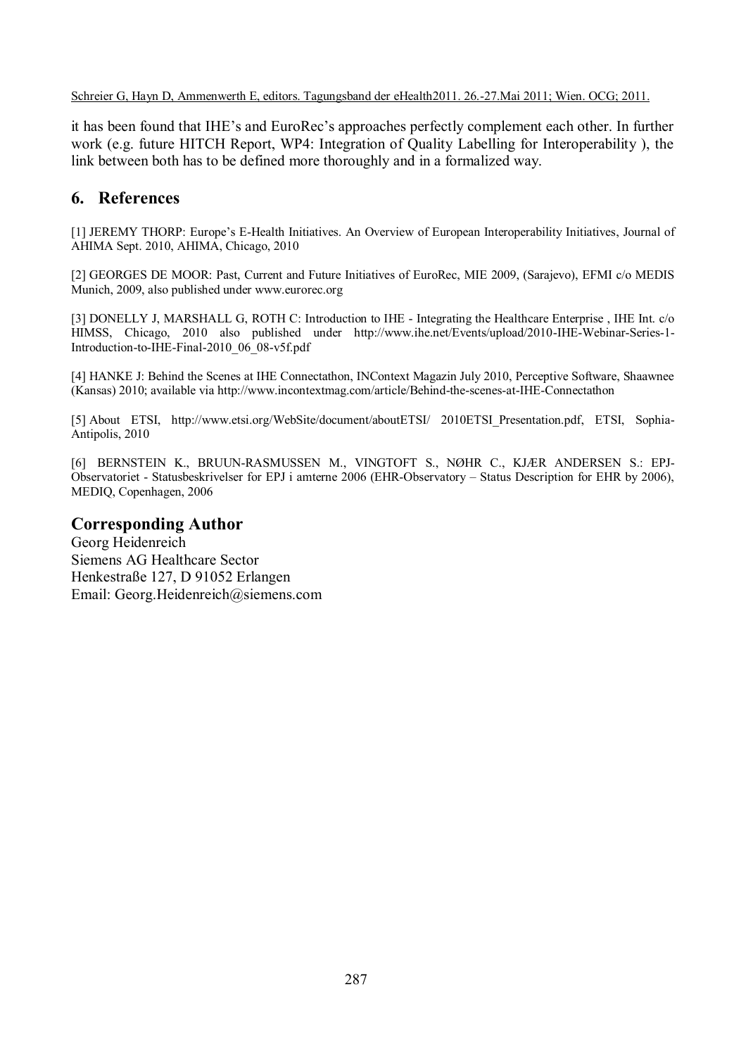it has been found that IHE's and EuroRec's approaches perfectly complement each other. In further work (e.g. future HITCH Report, WP4: Integration of Quality Labelling for Interoperability ), the link between both has to be defined more thoroughly and in a formalized way.

## 6. References

[1] JEREMY THORP: Europe's E-Health Initiatives. An Overview of European Interoperability Initiatives, Journal of AHIMA Sept. 2010, AHIMA, Chicago, 2010

[2] GEORGES DE MOOR: Past, Current and Future Initiatives of EuroRec, MIE 2009, (Sarajevo), EFMI c/o MEDIS Munich, 2009, also published under www.eurorec.org

[3] DONELLY J, MARSHALL G, ROTH C: Introduction to IHE - Integrating the Healthcare Enterprise , IHE Int. c/o HIMSS, Chicago, 2010 also published under http://www.ihe.net/Events/upload/2010-IHE-Webinar-Series-1-Introduction-to-IHE-Final-2010_06_08-v5f.pdf

[4] HANKE J: Behind the Scenes at IHE Connectathon, INContext Magazin July 2010, Perceptive Software, Shaawnee (Kansas) 2010; available via http://www.incontextmag.com/article/Behind-the-scenes-at-IHE-Connectathon

[5] About ETSI, http://www.etsi.org/WebSite/document/aboutETSI/ 2010ETSI_Presentation.pdf, ETSI, Sophia-Antipolis, 2010

[6] BERNSTEIN K., BRUUN-RASMUSSEN M., VINGTOFT S., NØHR C., KJÆR ANDERSEN S.: EPJ-Observatoriet - Statusbeskrivelser for EPJ i amterne 2006 (EHR-Observatory – Status Description for EHR by 2006), MEDIQ, Copenhagen, 2006

## Corresponding Author

Georg Heidenreich
Siemens AG Healthcare Sector
Henkestraße 127, D 91052 Erlangen
Email: Georg.Heidenreich@siemens.com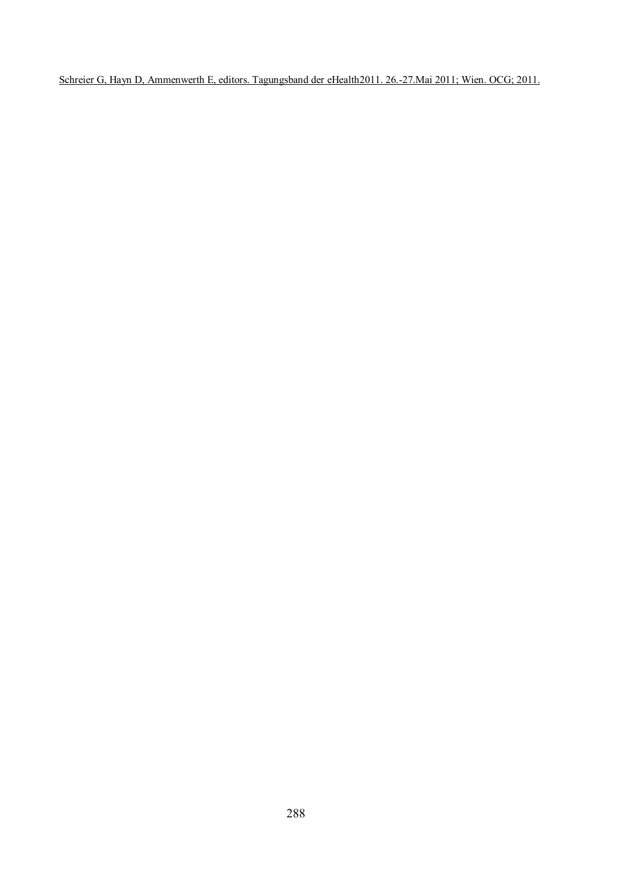Schreier G, Hayn D, Ammenwerth E, editors. Tagungsband der eHealth2011. 26.-27.Mai 2011; Wien. OCG; 2011.